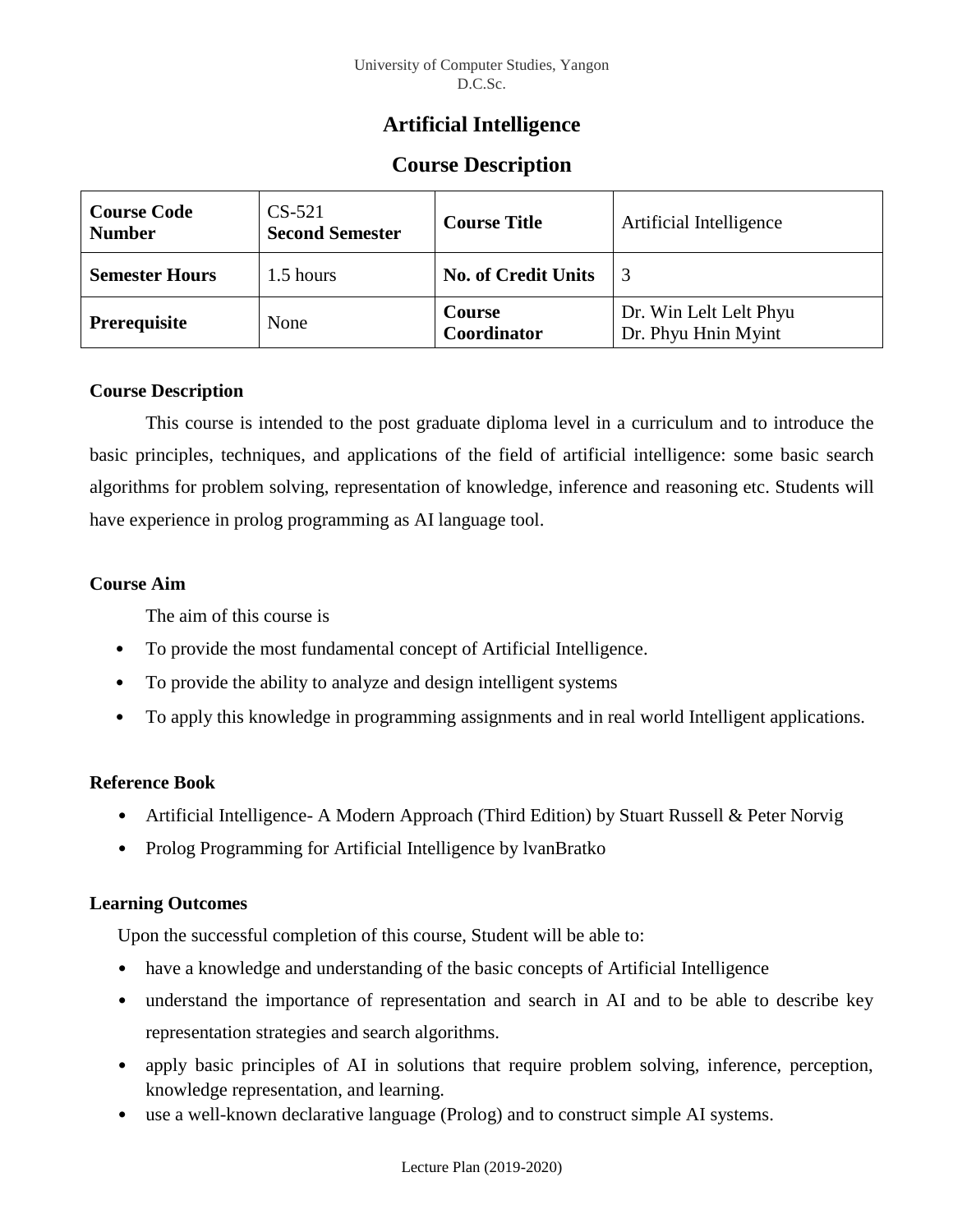University of Computer Studies, Yangon
D.C.Sc.

# Artificial Intelligence

## Course Description

| **Course Code Number** | CS-521 **Second Semester** | **Course Title** | Artificial Intelligence |
|---|---|---|---|
| **Semester Hours** | 1.5 hours | **No. of Credit Units** | 3 |
| **Prerequisite** | None | **Course Coordinator** | Dr. Win Lelt Lelt Phyu<br>Dr. Phyu Hnin Myint |

### Course Description

This course is intended to the post graduate diploma level in a curriculum and to introduce the basic principles, techniques, and applications of the field of artificial intelligence: some basic search algorithms for problem solving, representation of knowledge, inference and reasoning etc. Students will have experience in prolog programming as AI language tool.

### Course Aim

The aim of this course is

- To provide the most fundamental concept of Artificial Intelligence.
- To provide the ability to analyze and design intelligent systems
- To apply this knowledge in programming assignments and in real world Intelligent applications.

### Reference Book

- Artificial Intelligence- A Modern Approach (Third Edition) by Stuart Russell & Peter Norvig
- Prolog Programming for Artificial Intelligence by lvanBratko

### Learning Outcomes

Upon the successful completion of this course, Student will be able to:

- have a knowledge and understanding of the basic concepts of Artificial Intelligence
- understand the importance of representation and search in AI and to be able to describe key representation strategies and search algorithms.
- apply basic principles of AI in solutions that require problem solving, inference, perception, knowledge representation, and learning.
- use a well-known declarative language (Prolog) and to construct simple AI systems.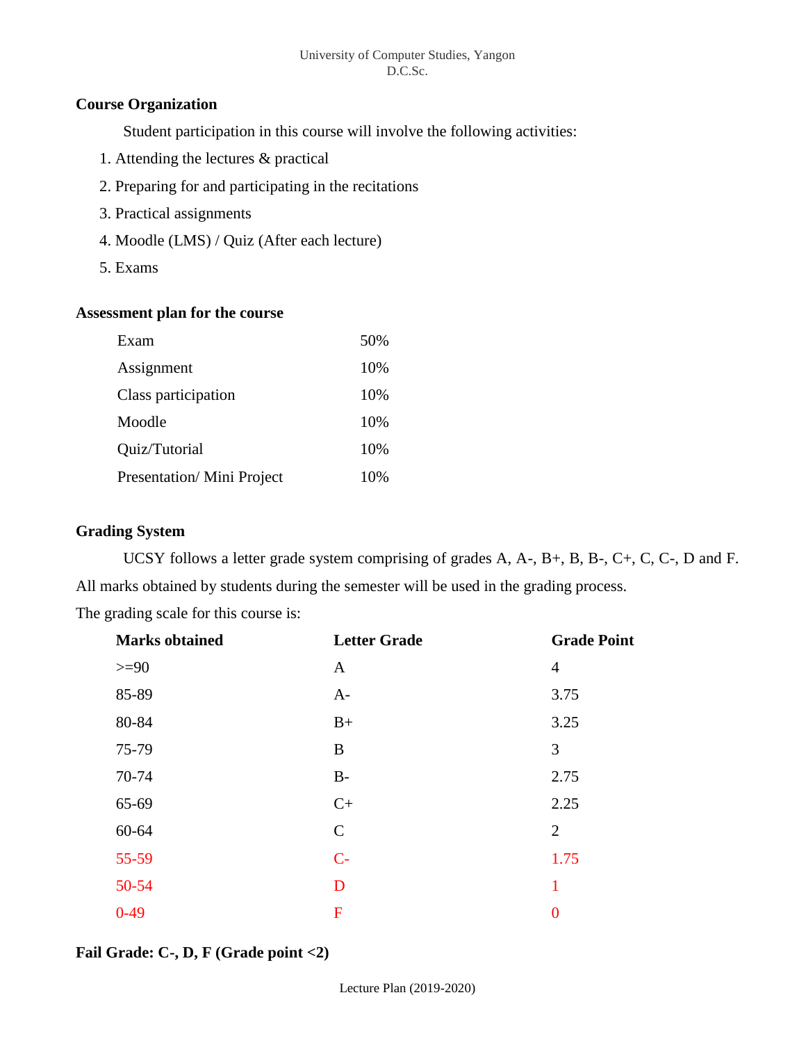## Course Organization

Student participation in this course will involve the following activities:

1. Attending the lectures & practical
2. Preparing for and participating in the recitations
3. Practical assignments
4. Moodle (LMS) / Quiz (After each lecture)
5. Exams

## Assessment plan for the course

| | |
|---|---|
| Exam | 50% |
| Assignment | 10% |
| Class participation | 10% |
| Moodle | 10% |
| Quiz/Tutorial | 10% |
| Presentation/ Mini Project | 10% |

## Grading System

UCSY follows a letter grade system comprising of grades A, A-, B+, B, B-, C+, C, C-, D and F. All marks obtained by students during the semester will be used in the grading process.

The grading scale for this course is:

| Marks obtained | Letter Grade | Grade Point |
|---|---|---|
| >=90 | A | 4 |
| 85-89 | A- | 3.75 |
| 80-84 | B+ | 3.25 |
| 75-79 | B | 3 |
| 70-74 | B- | 2.75 |
| 65-69 | C+ | 2.25 |
| 60-64 | C | 2 |
| 55-59 | C- | 1.75 |
| 50-54 | D | 1 |
| 0-49 | F | 0 |

**Fail Grade: C-, D, F (Grade point <2)**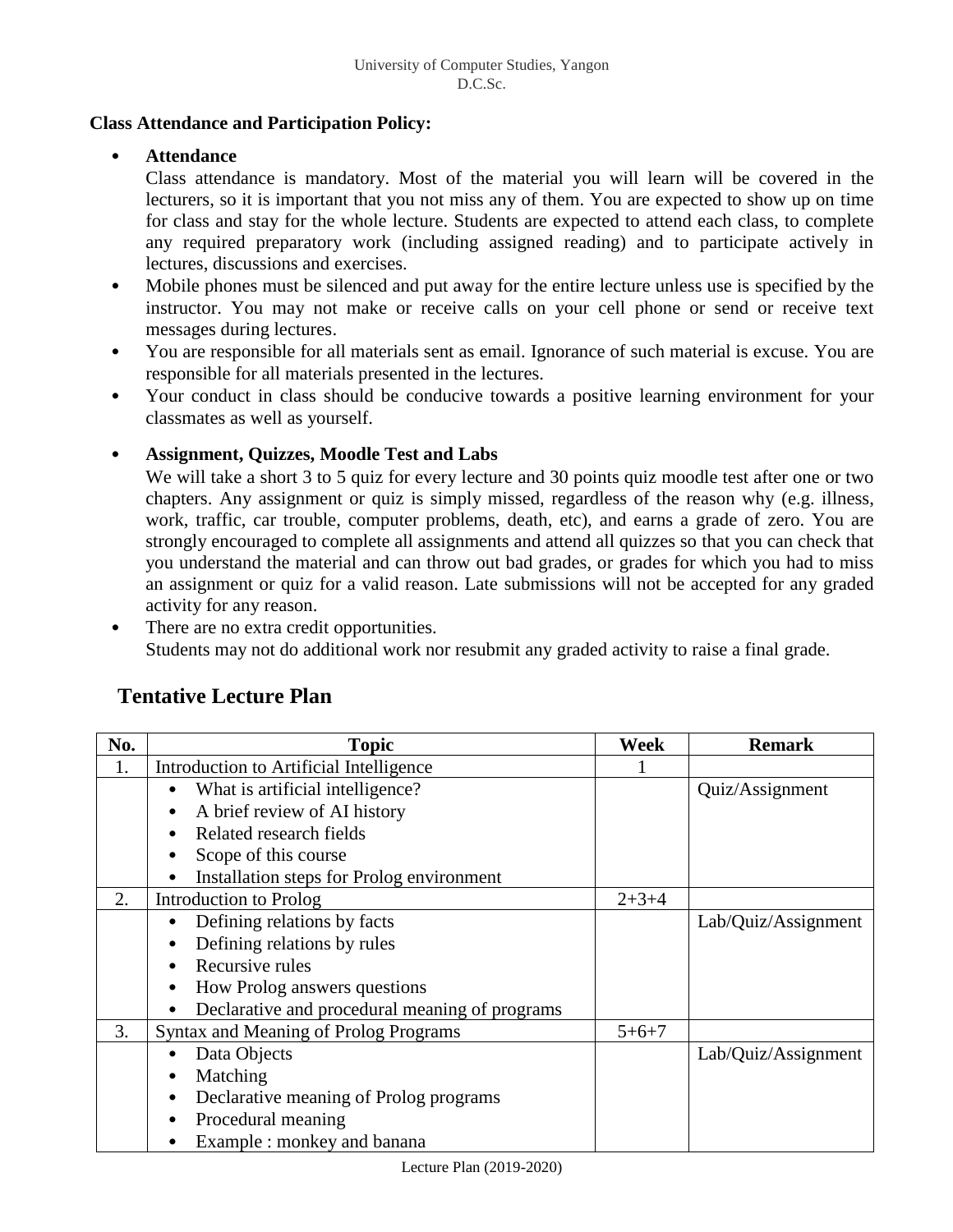**Class Attendance and Participation Policy:**

- **Attendance**
  Class attendance is mandatory. Most of the material you will learn will be covered in the lecturers, so it is important that you not miss any of them. You are expected to show up on time for class and stay for the whole lecture. Students are expected to attend each class, to complete any required preparatory work (including assigned reading) and to participate actively in lectures, discussions and exercises.
- Mobile phones must be silenced and put away for the entire lecture unless use is specified by the instructor. You may not make or receive calls on your cell phone or send or receive text messages during lectures.
- You are responsible for all materials sent as email. Ignorance of such material is excuse. You are responsible for all materials presented in the lectures.
- Your conduct in class should be conducive towards a positive learning environment for your classmates as well as yourself.

- **Assignment, Quizzes, Moodle Test and Labs**
  We will take a short 3 to 5 quiz for every lecture and 30 points quiz moodle test after one or two chapters. Any assignment or quiz is simply missed, regardless of the reason why (e.g. illness, work, traffic, car trouble, computer problems, death, etc), and earns a grade of zero. You are strongly encouraged to complete all assignments and attend all quizzes so that you can check that you understand the material and can throw out bad grades, or grades for which you had to miss an assignment or quiz for a valid reason. Late submissions will not be accepted for any graded activity for any reason.
- There are no extra credit opportunities.
  Students may not do additional work nor resubmit any graded activity to raise a final grade.

## Tentative Lecture Plan

| No. | Topic | Week | Remark |
|---|---|---|---|
| 1. | Introduction to Artificial Intelligence | 1 | |
| | • What is artificial intelligence?<br>• A brief review of AI history<br>• Related research fields<br>• Scope of this course<br>• Installation steps for Prolog environment | | Quiz/Assignment |
| 2. | Introduction to Prolog | 2+3+4 | |
| | • Defining relations by facts<br>• Defining relations by rules<br>• Recursive rules<br>• How Prolog answers questions<br>• Declarative and procedural meaning of programs | | Lab/Quiz/Assignment |
| 3. | Syntax and Meaning of Prolog Programs | 5+6+7 | |
| | • Data Objects<br>• Matching<br>• Declarative meaning of Prolog programs<br>• Procedural meaning<br>• Example : monkey and banana | | Lab/Quiz/Assignment |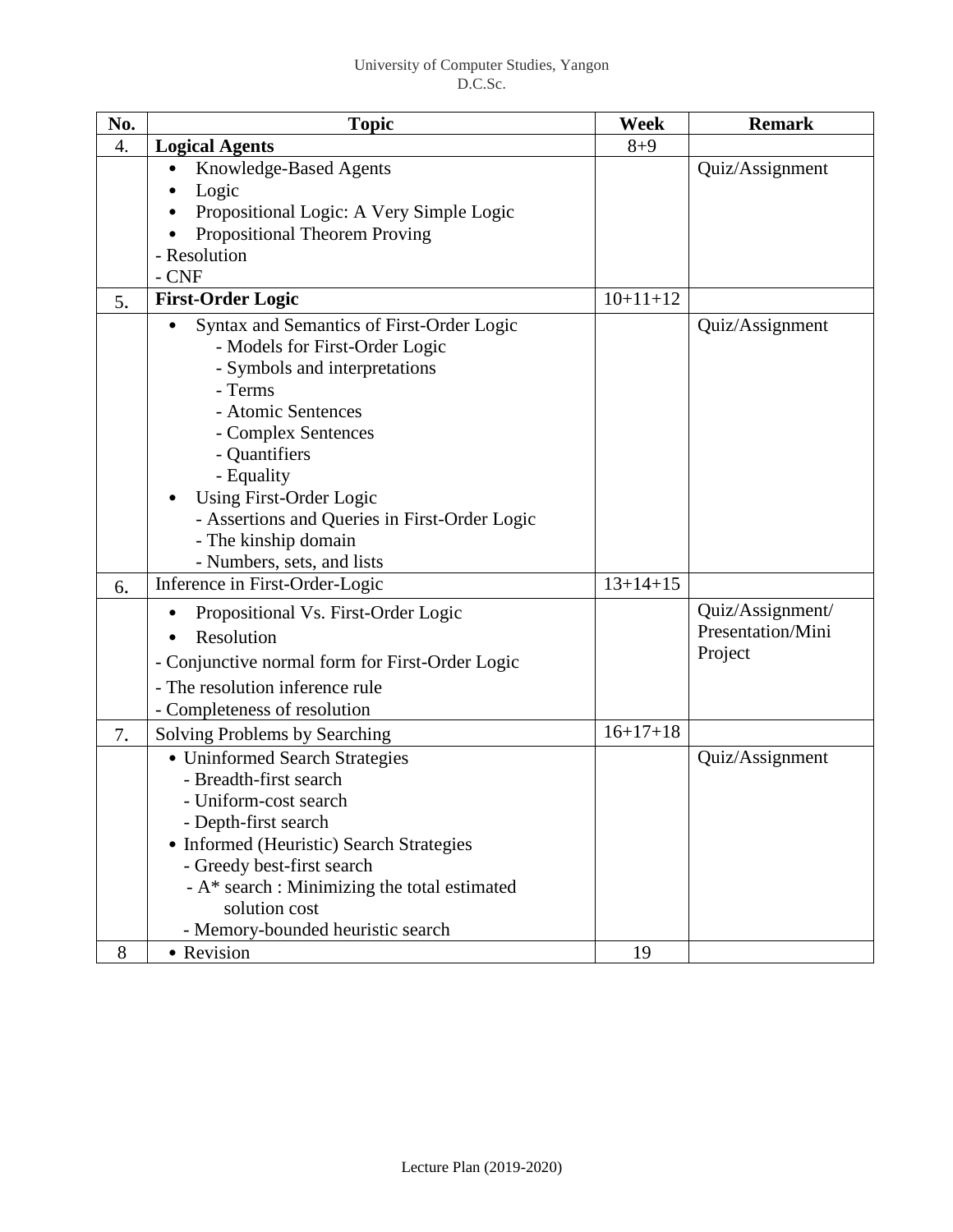| No. | Topic | Week | Remark |
|---|---|---|---|
| 4. | **Logical Agents** | 8+9 | |
| | • Knowledge-Based Agents<br>• Logic<br>• Propositional Logic: A Very Simple Logic<br>• Propositional Theorem Proving<br>- Resolution<br>- CNF | | Quiz/Assignment |
| 5. | **First-Order Logic** | 10+11+12 | |
| | • Syntax and Semantics of First-Order Logic<br>- Models for First-Order Logic<br>- Symbols and interpretations<br>- Terms<br>- Atomic Sentences<br>- Complex Sentences<br>- Quantifiers<br>- Equality<br>• Using First-Order Logic<br>- Assertions and Queries in First-Order Logic<br>- The kinship domain<br>- Numbers, sets, and lists | | Quiz/Assignment |
| 6. | Inference in First-Order-Logic | 13+14+15 | |
| | • Propositional Vs. First-Order Logic<br>• Resolution<br>- Conjunctive normal form for First-Order Logic<br>- The resolution inference rule<br>- Completeness of resolution | | Quiz/Assignment/ Presentation/Mini Project |
| 7. | Solving Problems by Searching | 16+17+18 | |
| | • Uninformed Search Strategies<br>- Breadth-first search<br>- Uniform-cost search<br>- Depth-first search<br>• Informed (Heuristic) Search Strategies<br>- Greedy best-first search<br>- A* search : Minimizing the total estimated solution cost<br>- Memory-bounded heuristic search | | Quiz/Assignment |
| 8 | • Revision | 19 | |